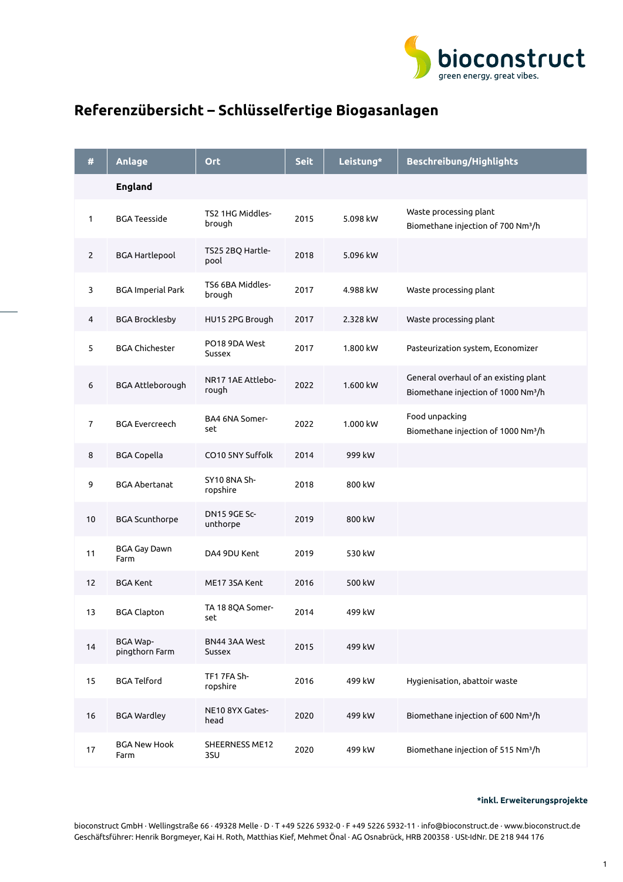# Referenzübersicht – Schlüsselfertige Biogasanlagen

| # | Anlage | Ort | Seit | Leistung* | Beschreibung/Highlights |
|---|---|---|---|---|---|
| | **England** | | | | |
| 1 | BGA Teesside | TS2 1HG Middlesbrough | 2015 | 5.098 kW | Waste processing plant<br>Biomethane injection of 700 $Nm^3/h$ |
| 2 | BGA Hartlepool | TS25 2BQ Hartlepool | 2018 | 5.096 kW | |
| 3 | BGA Imperial Park | TS6 6BA Middlesbrough | 2017 | 4.988 kW | Waste processing plant |
| 4 | BGA Brocklesby | HU15 2PG Brough | 2017 | 2.328 kW | Waste processing plant |
| 5 | BGA Chichester | PO18 9DA West Sussex | 2017 | 1.800 kW | Pasteurization system, Economizer |
| 6 | BGA Attleborough | NR17 1AE Attleborough | 2022 | 1.600 kW | General overhaul of an existing plant<br>Biomethane injection of 1000 $Nm^3/h$ |
| 7 | BGA Evercreech | BA4 6NA Somerset | 2022 | 1.000 kW | Food unpacking<br>Biomethane injection of 1000 $Nm^3/h$ |
| 8 | BGA Copella | CO10 5NY Suffolk | 2014 | 999 kW | |
| 9 | BGA Abertanat | SY10 8NA Shropshire | 2018 | 800 kW | |
| 10 | BGA Scunthorpe | DN15 9GE Scunthorpe | 2019 | 800 kW | |
| 11 | BGA Gay Dawn Farm | DA4 9DU Kent | 2019 | 530 kW | |
| 12 | BGA Kent | ME17 3SA Kent | 2016 | 500 kW | |
| 13 | BGA Clapton | TA 18 8QA Somerset | 2014 | 499 kW | |
| 14 | BGA Wappingthorn Farm | BN44 3AA West Sussex | 2015 | 499 kW | |
| 15 | BGA Telford | TF1 7FA Shropshire | 2016 | 499 kW | Hygienisation, abattoir waste |
| 16 | BGA Wardley | NE10 8YX Gateshead | 2020 | 499 kW | Biomethane injection of 600 $Nm^3/h$ |
| 17 | BGA New Hook Farm | SHEERNESS ME12 3SU | 2020 | 499 kW | Biomethane injection of 515 $Nm^3/h$ |

**\*inkl. Erweiterungsprojekte**

bioconstruct GmbH · Wellingstraße 66 · 49328 Melle · D · T +49 5226 5932-0 · F +49 5226 5932-11 · info@bioconstruct.de · www.bioconstruct.de
Geschäftsführer: Henrik Borgmeyer, Kai H. Roth, Matthias Kief, Mehmet Önal · AG Osnabrück, HRB 200358 · USt-IdNr. DE 218 944 176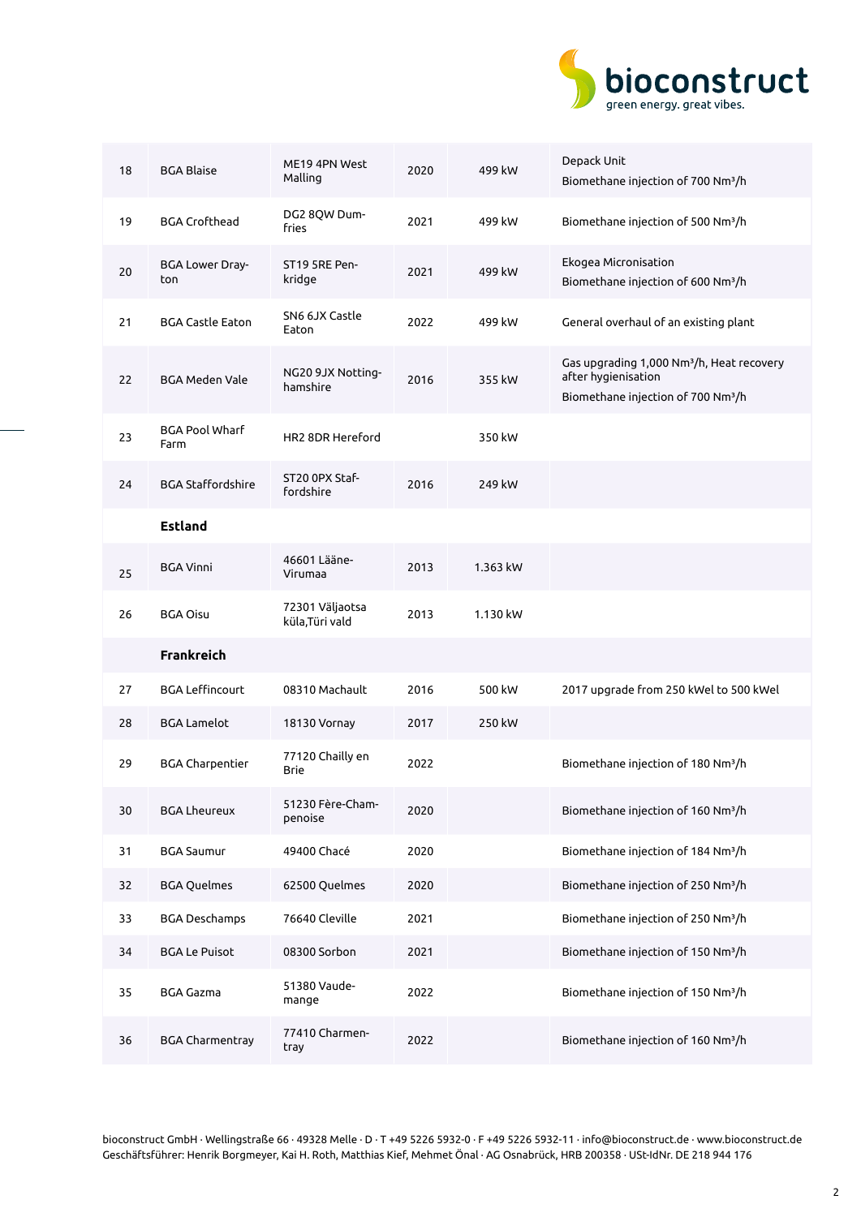| | | | | | |
|---|---|---|---|---|---|
| 18 | BGA Blaise | ME19 4PN West Malling | 2020 | 499 kW | Depack Unit<br>Biomethane injection of 700 Nm³/h |
| 19 | BGA Crofthead | DG2 8QW Dumfries | 2021 | 499 kW | Biomethane injection of 500 Nm³/h |
| 20 | BGA Lower Drayton | ST19 5RE Penkridge | 2021 | 499 kW | Ekogea Micronisation<br>Biomethane injection of 600 Nm³/h |
| 21 | BGA Castle Eaton | SN6 6JX Castle Eaton | 2022 | 499 kW | General overhaul of an existing plant |
| 22 | BGA Meden Vale | NG20 9JX Nottinghamshire | 2016 | 355 kW | Gas upgrading 1,000 Nm³/h, Heat recovery after hygienisation<br>Biomethane injection of 700 Nm³/h |
| 23 | BGA Pool Wharf Farm | HR2 8DR Hereford | | 350 kW | |
| 24 | BGA Staffordshire | ST20 0PX Staffordshire | 2016 | 249 kW | |
| | **Estland** | | | | |
| 25 | BGA Vinni | 46601 Lääne-Virumaa | 2013 | 1.363 kW | |
| 26 | BGA Oisu | 72301 Väljaotsa küla,Türi vald | 2013 | 1.130 kW | |
| | **Frankreich** | | | | |
| 27 | BGA Leffincourt | 08310 Machault | 2016 | 500 kW | 2017 upgrade from 250 kWel to 500 kWel |
| 28 | BGA Lamelot | 18130 Vornay | 2017 | 250 kW | |
| 29 | BGA Charpentier | 77120 Chailly en Brie | 2022 | | Biomethane injection of 180 Nm³/h |
| 30 | BGA Lheureux | 51230 Fère-Champenoise | 2020 | | Biomethane injection of 160 Nm³/h |
| 31 | BGA Saumur | 49400 Chacé | 2020 | | Biomethane injection of 184 Nm³/h |
| 32 | BGA Quelmes | 62500 Quelmes | 2020 | | Biomethane injection of 250 Nm³/h |
| 33 | BGA Deschamps | 76640 Cleville | 2021 | | Biomethane injection of 250 Nm³/h |
| 34 | BGA Le Puisot | 08300 Sorbon | 2021 | | Biomethane injection of 150 Nm³/h |
| 35 | BGA Gazma | 51380 Vaudemange | 2022 | | Biomethane injection of 150 Nm³/h |
| 36 | BGA Charmentray | 77410 Charmentray | 2022 | | Biomethane injection of 160 Nm³/h |

bioconstruct GmbH · Wellingstraße 66 · 49328 Melle · D · T +49 5226 5932-0 · F +49 5226 5932-11 · info@bioconstruct.de · www.bioconstruct.de
Geschäftsführer: Henrik Borgmeyer, Kai H. Roth, Matthias Kief, Mehmet Önal · AG Osnabrück, HRB 200358 · USt-IdNr. DE 218 944 176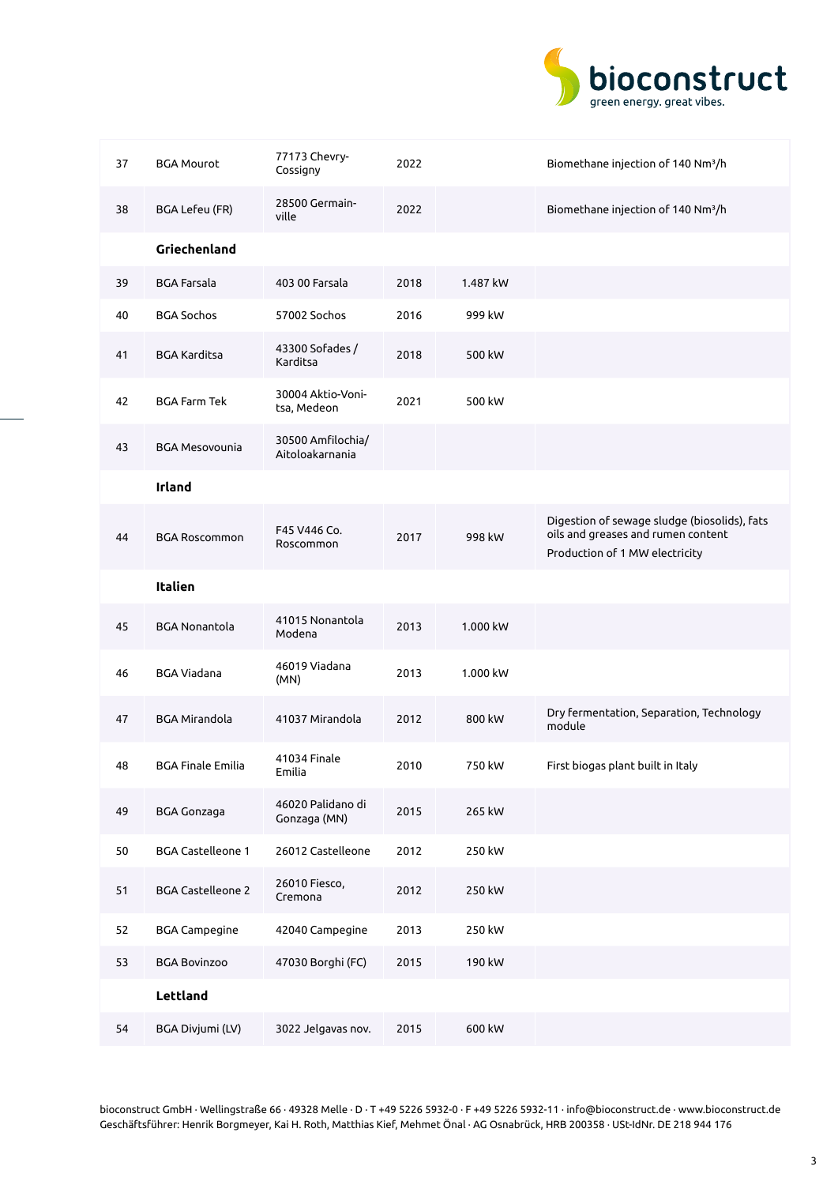| | | | | | |
|---|---|---|---|---|---|
| 37 | BGA Mourot | 77173 Chevry-Cossigny | 2022 | | Biomethane injection of 140 Nm³/h |
| 38 | BGA Lefeu (FR) | 28500 Germain-ville | 2022 | | Biomethane injection of 140 Nm³/h |
| | **Griechenland** | | | | |
| 39 | BGA Farsala | 403 00 Farsala | 2018 | 1.487 kW | |
| 40 | BGA Sochos | 57002 Sochos | 2016 | 999 kW | |
| 41 | BGA Karditsa | 43300 Sofades / Karditsa | 2018 | 500 kW | |
| 42 | BGA Farm Tek | 30004 Aktio-Vonitsa, Medeon | 2021 | 500 kW | |
| 43 | BGA Mesovounia | 30500 Amfilochia/ Aitoloakarnania | | | |
| | **Irland** | | | | |
| 44 | BGA Roscommon | F45 V446 Co. Roscommon | 2017 | 998 kW | Digestion of sewage sludge (biosolids), fats oils and greases and rumen content<br>Production of 1 MW electricity |
| | **Italien** | | | | |
| 45 | BGA Nonantola | 41015 Nonantola Modena | 2013 | 1.000 kW | |
| 46 | BGA Viadana | 46019 Viadana (MN) | 2013 | 1.000 kW | |
| 47 | BGA Mirandola | 41037 Mirandola | 2012 | 800 kW | Dry fermentation, Separation, Technology module |
| 48 | BGA Finale Emilia | 41034 Finale Emilia | 2010 | 750 kW | First biogas plant built in Italy |
| 49 | BGA Gonzaga | 46020 Palidano di Gonzaga (MN) | 2015 | 265 kW | |
| 50 | BGA Castelleone 1 | 26012 Castelleone | 2012 | 250 kW | |
| 51 | BGA Castelleone 2 | 26010 Fiesco, Cremona | 2012 | 250 kW | |
| 52 | BGA Campegine | 42040 Campegine | 2013 | 250 kW | |
| 53 | BGA Bovinzoo | 47030 Borghi (FC) | 2015 | 190 kW | |
| | **Lettland** | | | | |
| 54 | BGA Divjumi (LV) | 3022 Jelgavas nov. | 2015 | 600 kW | |

bioconstruct GmbH · Wellingstraße 66 · 49328 Melle · D · T +49 5226 5932-0 · F +49 5226 5932-11 · info@bioconstruct.de · www.bioconstruct.de
Geschäftsführer: Henrik Borgmeyer, Kai H. Roth, Matthias Kief, Mehmet Önal · AG Osnabrück, HRB 200358 · USt-IdNr. DE 218 944 176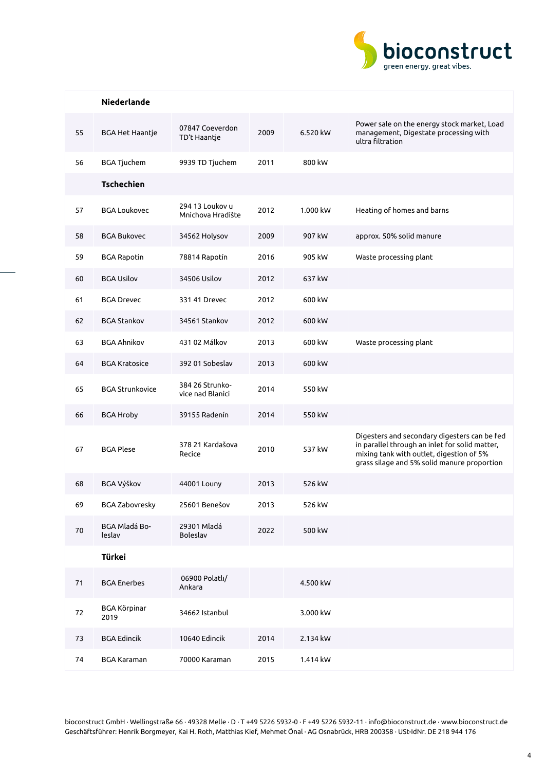|  | Niederlande |  |  |  |  |
|---|---|---|---|---|---|
| 55 | BGA Het Haantje | 07847 Coeverdon TD't Haantje | 2009 | 6.520 kW | Power sale on the energy stock market, Load management, Digestate processing with ultra filtration |
| 56 | BGA Tjuchem | 9939 TD Tjuchem | 2011 | 800 kW |  |
|  | **Tschechien** |  |  |  |  |
| 57 | BGA Loukovec | 294 13 Loukov u Mnichova Hradište | 2012 | 1.000 kW | Heating of homes and barns |
| 58 | BGA Bukovec | 34562 Holysov | 2009 | 907 kW | approx. 50% solid manure |
| 59 | BGA Rapotin | 78814 Rapotín | 2016 | 905 kW | Waste processing plant |
| 60 | BGA Usilov | 34506 Usilov | 2012 | 637 kW |  |
| 61 | BGA Drevec | 331 41 Drevec | 2012 | 600 kW |  |
| 62 | BGA Stankov | 34561 Stankov | 2012 | 600 kW |  |
| 63 | BGA Ahnikov | 431 02 Málkov | 2013 | 600 kW | Waste processing plant |
| 64 | BGA Kratosice | 392 01 Sobeslav | 2013 | 600 kW |  |
| 65 | BGA Strunkovice | 384 26 Strunkovice nad Blanici | 2014 | 550 kW |  |
| 66 | BGA Hroby | 39155 Radenín | 2014 | 550 kW |  |
| 67 | BGA Plese | 378 21 Kardašova Recice | 2010 | 537 kW | Digesters and secondary digesters can be fed in parallel through an inlet for solid matter, mixing tank with outlet, digestion of 5% grass silage and 5% solid manure proportion |
| 68 | BGA Výškov | 44001 Louny | 2013 | 526 kW |  |
| 69 | BGA Zabovresky | 25601 Benešov | 2013 | 526 kW |  |
| 70 | BGA Mladá Boleslav | 29301 Mladá Boleslav | 2022 | 500 kW |  |
|  | **Türkei** |  |  |  |  |
| 71 | BGA Enerbes | 06900 Polatlı/ Ankara |  | 4.500 kW |  |
| 72 | BGA Körpinar 2019 | 34662 Istanbul |  | 3.000 kW |  |
| 73 | BGA Edincik | 10640 Edincik | 2014 | 2.134 kW |  |
| 74 | BGA Karaman | 70000 Karaman | 2015 | 1.414 kW |  |

bioconstruct GmbH · Wellingstraße 66 · 49328 Melle · D · T +49 5226 5932-0 · F +49 5226 5932-11 · info@bioconstruct.de · www.bioconstruct.de
Geschäftsführer: Henrik Borgmeyer, Kai H. Roth, Matthias Kief, Mehmet Önal · AG Osnabrück, HRB 200358 · USt-IdNr. DE 218 944 176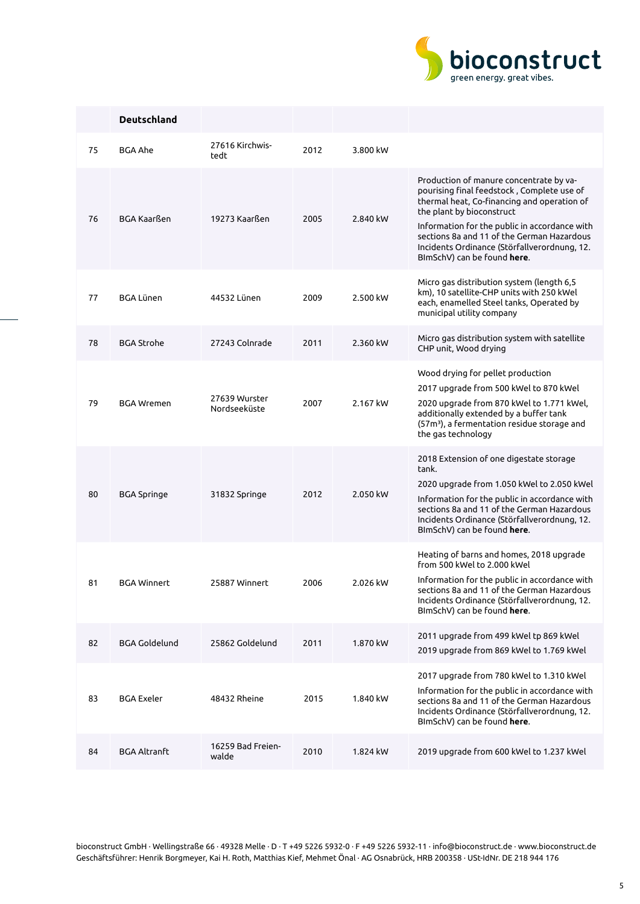|  | Deutschland |  |  |  |  |
|---|---|---|---|---|---|
| 75 | BGA Ahe | 27616 Kirchwistedt | 2012 | 3.800 kW |  |
| 76 | BGA Kaarßen | 19273 Kaarßen | 2005 | 2.840 kW | Production of manure concentrate by vapourising final feedstock , Complete use of thermal heat, Co-financing and operation of the plant by bioconstruct<br>Information for the public in accordance with sections 8a and 11 of the German Hazardous Incidents Ordinance (Störfallverordnung, 12. BImSchV) can be found **here**. |
| 77 | BGA Lünen | 44532 Lünen | 2009 | 2.500 kW | Micro gas distribution system (length 6,5 km), 10 satellite-CHP units with 250 kWel each, enamelled Steel tanks, Operated by municipal utility company |
| 78 | BGA Strohe | 27243 Colnrade | 2011 | 2.360 kW | Micro gas distribution system with satellite CHP unit, Wood drying |
| 79 | BGA Wremen | 27639 Wurster Nordseeküste | 2007 | 2.167 kW | Wood drying for pellet production<br>2017 upgrade from 500 kWel to 870 kWel<br>2020 upgrade from 870 kWel to 1.771 kWel, additionally extended by a buffer tank (57m³), a fermentation residue storage and the gas technology |
| 80 | BGA Springe | 31832 Springe | 2012 | 2.050 kW | 2018 Extension of one digestate storage tank.<br>2020 upgrade from 1.050 kWel to 2.050 kWel<br>Information for the public in accordance with sections 8a and 11 of the German Hazardous Incidents Ordinance (Störfallverordnung, 12. BImSchV) can be found **here**. |
| 81 | BGA Winnert | 25887 Winnert | 2006 | 2.026 kW | Heating of barns and homes, 2018 upgrade from 500 kWel to 2.000 kWel<br>Information for the public in accordance with sections 8a and 11 of the German Hazardous Incidents Ordinance (Störfallverordnung, 12. BImSchV) can be found **here**. |
| 82 | BGA Goldelund | 25862 Goldelund | 2011 | 1.870 kW | 2011 upgrade from 499 kWel tp 869 kWel<br>2019 upgrade from 869 kWel to 1.769 kWel |
| 83 | BGA Exeler | 48432 Rheine | 2015 | 1.840 kW | 2017 upgrade from 780 kWel to 1.310 kWel<br>Information for the public in accordance with sections 8a and 11 of the German Hazardous Incidents Ordinance (Störfallverordnung, 12. BImSchV) can be found **here**. |
| 84 | BGA Altranft | 16259 Bad Freienwalde | 2010 | 1.824 kW | 2019 upgrade from 600 kWel to 1.237 kWel |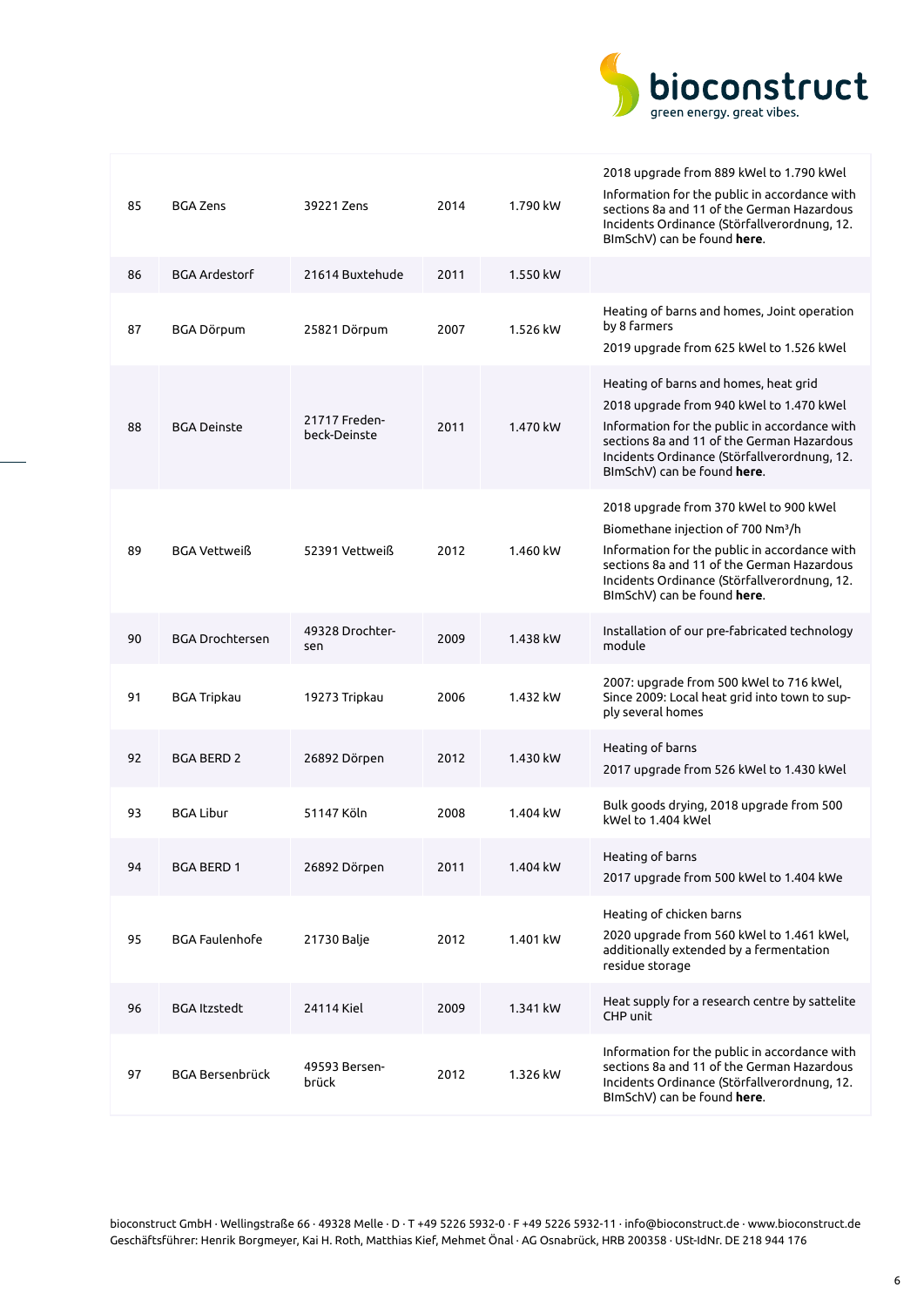| 85 | BGA Zens | 39221 Zens | 2014 | 1.790 kW | 2018 upgrade from 889 kWel to 1.790 kWel<br>Information for the public in accordance with sections 8a and 11 of the German Hazardous Incidents Ordinance (Störfallverordnung, 12. BImSchV) can be found **here**. |
|---|---|---|---|---|---|
| 86 | BGA Ardestorf | 21614 Buxtehude | 2011 | 1.550 kW | |
| 87 | BGA Dörpum | 25821 Dörpum | 2007 | 1.526 kW | Heating of barns and homes, Joint operation by 8 farmers<br>2019 upgrade from 625 kWel to 1.526 kWel |
| 88 | BGA Deinste | 21717 Fredenbeck-Deinste | 2011 | 1.470 kW | Heating of barns and homes, heat grid<br>2018 upgrade from 940 kWel to 1.470 kWel<br>Information for the public in accordance with sections 8a and 11 of the German Hazardous Incidents Ordinance (Störfallverordnung, 12. BImSchV) can be found **here**. |
| 89 | BGA Vettweiß | 52391 Vettweiß | 2012 | 1.460 kW | 2018 upgrade from 370 kWel to 900 kWel<br>Biomethane injection of 700 Nm³/h<br>Information for the public in accordance with sections 8a and 11 of the German Hazardous Incidents Ordinance (Störfallverordnung, 12. BImSchV) can be found **here**. |
| 90 | BGA Drochtersen | 49328 Drochtersen | 2009 | 1.438 kW | Installation of our pre-fabricated technology module |
| 91 | BGA Tripkau | 19273 Tripkau | 2006 | 1.432 kW | 2007: upgrade from 500 kWel to 716 kWel, Since 2009: Local heat grid into town to supply several homes |
| 92 | BGA BERD 2 | 26892 Dörpen | 2012 | 1.430 kW | Heating of barns<br>2017 upgrade from 526 kWel to 1.430 kWel |
| 93 | BGA Libur | 51147 Köln | 2008 | 1.404 kW | Bulk goods drying, 2018 upgrade from 500 kWel to 1.404 kWel |
| 94 | BGA BERD 1 | 26892 Dörpen | 2011 | 1.404 kW | Heating of barns<br>2017 upgrade from 500 kWel to 1.404 kWe |
| 95 | BGA Faulenhofe | 21730 Balje | 2012 | 1.401 kW | Heating of chicken barns<br>2020 upgrade from 560 kWel to 1.461 kWel, additionally extended by a fermentation residue storage |
| 96 | BGA Itzstedt | 24114 Kiel | 2009 | 1.341 kW | Heat supply for a research centre by sattelite CHP unit |
| 97 | BGA Bersenbrück | 49593 Bersenbrück | 2012 | 1.326 kW | Information for the public in accordance with sections 8a and 11 of the German Hazardous Incidents Ordinance (Störfallverordnung, 12. BImSchV) can be found **here**. |

bioconstruct GmbH · Wellingstraße 66 · 49328 Melle · D · T +49 5226 5932-0 · F +49 5226 5932-11 · info@bioconstruct.de · www.bioconstruct.de
Geschäftsführer: Henrik Borgmeyer, Kai H. Roth, Matthias Kief, Mehmet Önal · AG Osnabrück, HRB 200358 · USt-IdNr. DE 218 944 176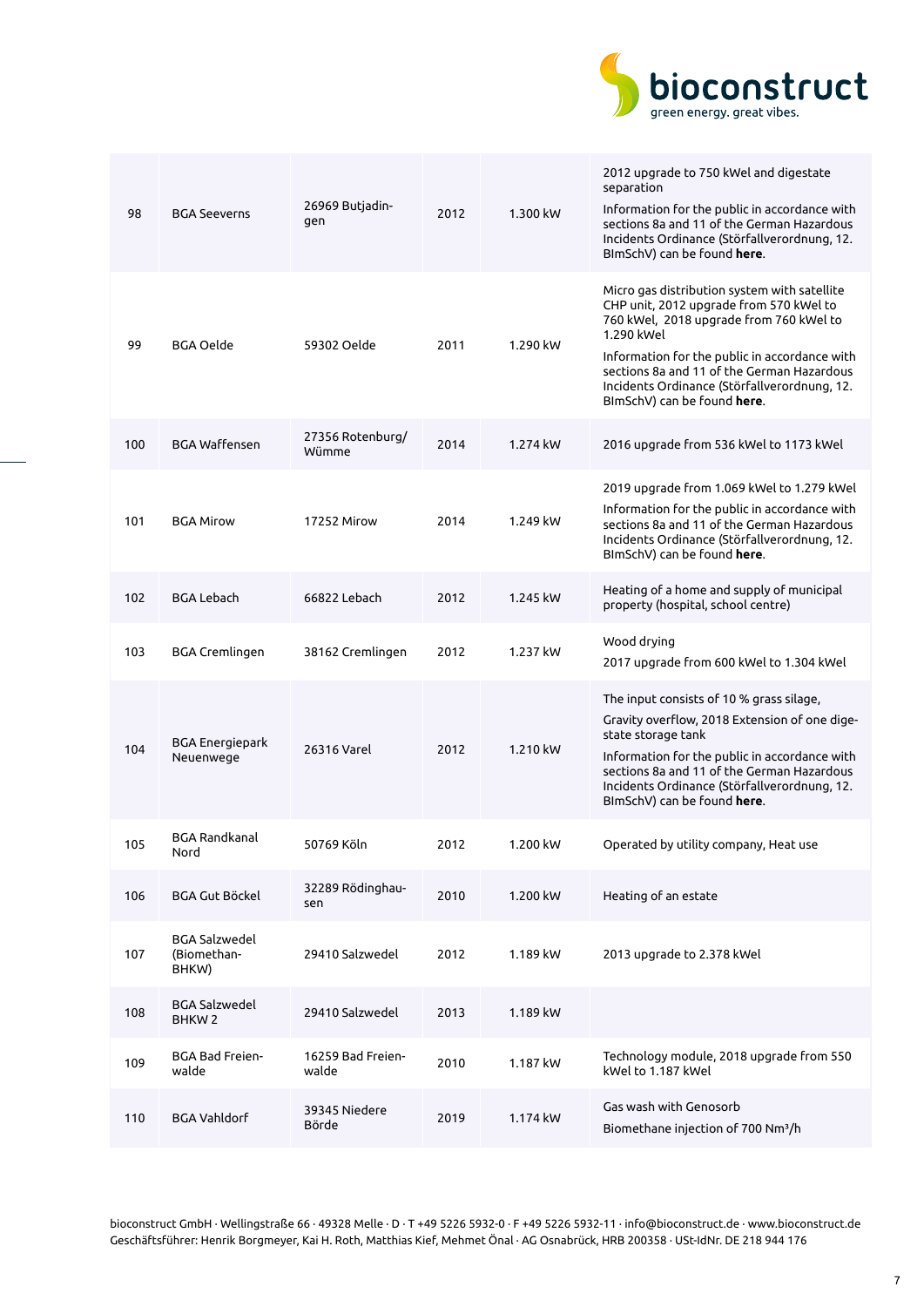| | | | | | |
|---|---|---|---|---|---|
| 98 | BGA Seeverns | 26969 Butjadingen | 2012 | 1.300 kW | 2012 upgrade to 750 kWel and digestate separation<br>Information for the public in accordance with sections 8a and 11 of the German Hazardous Incidents Ordinance (Störfallverordnung, 12. BImSchV) can be found **here**. |
| 99 | BGA Oelde | 59302 Oelde | 2011 | 1.290 kW | Micro gas distribution system with satellite CHP unit, 2012 upgrade from 570 kWel to 760 kWel, 2018 upgrade from 760 kWel to 1.290 kWel<br>Information for the public in accordance with sections 8a and 11 of the German Hazardous Incidents Ordinance (Störfallverordnung, 12. BImSchV) can be found **here**. |
| 100 | BGA Waffensen | 27356 Rotenburg/Wümme | 2014 | 1.274 kW | 2016 upgrade from 536 kWel to 1173 kWel |
| 101 | BGA Mirow | 17252 Mirow | 2014 | 1.249 kW | 2019 upgrade from 1.069 kWel to 1.279 kWel<br>Information for the public in accordance with sections 8a and 11 of the German Hazardous Incidents Ordinance (Störfallverordnung, 12. BImSchV) can be found **here**. |
| 102 | BGA Lebach | 66822 Lebach | 2012 | 1.245 kW | Heating of a home and supply of municipal property (hospital, school centre) |
| 103 | BGA Cremlingen | 38162 Cremlingen | 2012 | 1.237 kW | Wood drying<br>2017 upgrade from 600 kWel to 1.304 kWel |
| 104 | BGA Energiepark Neuenwege | 26316 Varel | 2012 | 1.210 kW | The input consists of 10 % grass silage,<br>Gravity overflow, 2018 Extension of one digestate storage tank<br>Information for the public in accordance with sections 8a and 11 of the German Hazardous Incidents Ordinance (Störfallverordnung, 12. BImSchV) can be found **here**. |
| 105 | BGA Randkanal Nord | 50769 Köln | 2012 | 1.200 kW | Operated by utility company, Heat use |
| 106 | BGA Gut Böckel | 32289 Rödinghausen | 2010 | 1.200 kW | Heating of an estate |
| 107 | BGA Salzwedel (Biomethan-BHKW) | 29410 Salzwedel | 2012 | 1.189 kW | 2013 upgrade to 2.378 kWel |
| 108 | BGA Salzwedel BHKW 2 | 29410 Salzwedel | 2013 | 1.189 kW | |
| 109 | BGA Bad Freienwalde | 16259 Bad Freienwalde | 2010 | 1.187 kW | Technology module, 2018 upgrade from 550 kWel to 1.187 kWel |
| 110 | BGA Vahldorf | 39345 Niedere Börde | 2019 | 1.174 kW | Gas wash with Genosorb<br>Biomethane injection of 700 Nm³/h |

bioconstruct GmbH · Wellingstraße 66 · 49328 Melle · D · T +49 5226 5932-0 · F +49 5226 5932-11 · info@bioconstruct.de · www.bioconstruct.de
Geschäftsführer: Henrik Borgmeyer, Kai H. Roth, Matthias Kief, Mehmet Önal · AG Osnabrück, HRB 200358 · USt-IdNr. DE 218 944 176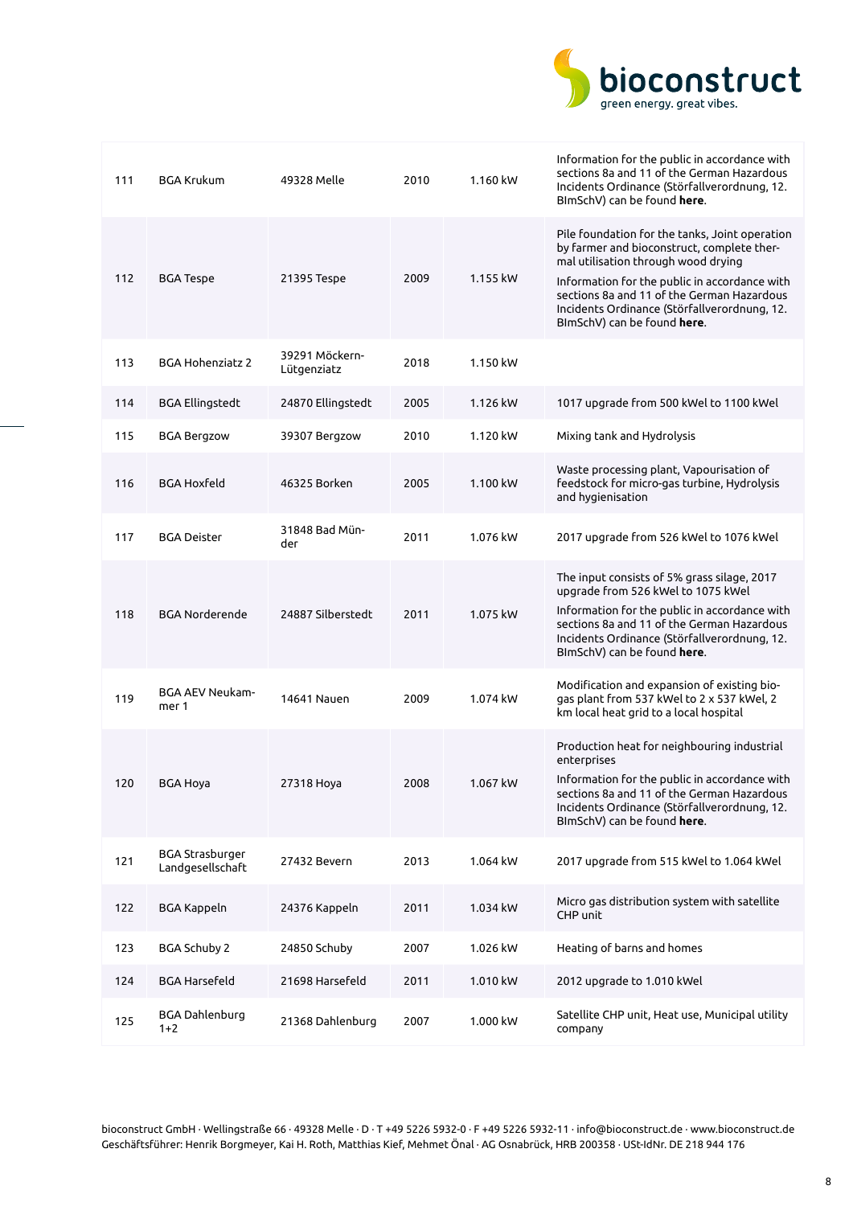| | | | | | |
|---|---|---|---|---|---|
| 111 | BGA Krukum | 49328 Melle | 2010 | 1.160 kW | Information for the public in accordance with sections 8a and 11 of the German Hazardous Incidents Ordinance (Störfallverordnung, 12. BImSchV) can be found **here**. |
| 112 | BGA Tespe | 21395 Tespe | 2009 | 1.155 kW | Pile foundation for the tanks, Joint operation by farmer and bioconstruct, complete thermal utilisation through wood drying<br>Information for the public in accordance with sections 8a and 11 of the German Hazardous Incidents Ordinance (Störfallverordnung, 12. BImSchV) can be found **here**. |
| 113 | BGA Hohenziatz 2 | 39291 Möckern-Lützenziatz | 2018 | 1.150 kW | |
| 114 | BGA Ellingstedt | 24870 Ellingstedt | 2005 | 1.126 kW | 1017 upgrade from 500 kWel to 1100 kWel |
| 115 | BGA Bergzow | 39307 Bergzow | 2010 | 1.120 kW | Mixing tank and Hydrolysis |
| 116 | BGA Hoxfeld | 46325 Borken | 2005 | 1.100 kW | Waste processing plant, Vapourisation of feedstock for micro-gas turbine, Hydrolysis and hygienisation |
| 117 | BGA Deister | 31848 Bad Münder | 2011 | 1.076 kW | 2017 upgrade from 526 kWel to 1076 kWel |
| 118 | BGA Norderende | 24887 Silberstedt | 2011 | 1.075 kW | The input consists of 5% grass silage, 2017 upgrade from 526 kWel to 1075 kWel<br>Information for the public in accordance with sections 8a and 11 of the German Hazardous Incidents Ordinance (Störfallverordnung, 12. BImSchV) can be found **here**. |
| 119 | BGA AEV Neukammer 1 | 14641 Nauen | 2009 | 1.074 kW | Modification and expansion of existing biogas plant from 537 kWel to 2 x 537 kWel, 2 km local heat grid to a local hospital |
| 120 | BGA Hoya | 27318 Hoya | 2008 | 1.067 kW | Production heat for neighbouring industrial enterprises<br>Information for the public in accordance with sections 8a and 11 of the German Hazardous Incidents Ordinance (Störfallverordnung, 12. BImSchV) can be found **here**. |
| 121 | BGA Strasburger Landgesellschaft | 27432 Bevern | 2013 | 1.064 kW | 2017 upgrade from 515 kWel to 1.064 kWel |
| 122 | BGA Kappeln | 24376 Kappeln | 2011 | 1.034 kW | Micro gas distribution system with satellite CHP unit |
| 123 | BGA Schuby 2 | 24850 Schuby | 2007 | 1.026 kW | Heating of barns and homes |
| 124 | BGA Harsefeld | 21698 Harsefeld | 2011 | 1.010 kW | 2012 upgrade to 1.010 kWel |
| 125 | BGA Dahlenburg 1+2 | 21368 Dahlenburg | 2007 | 1.000 kW | Satellite CHP unit, Heat use, Municipal utility company |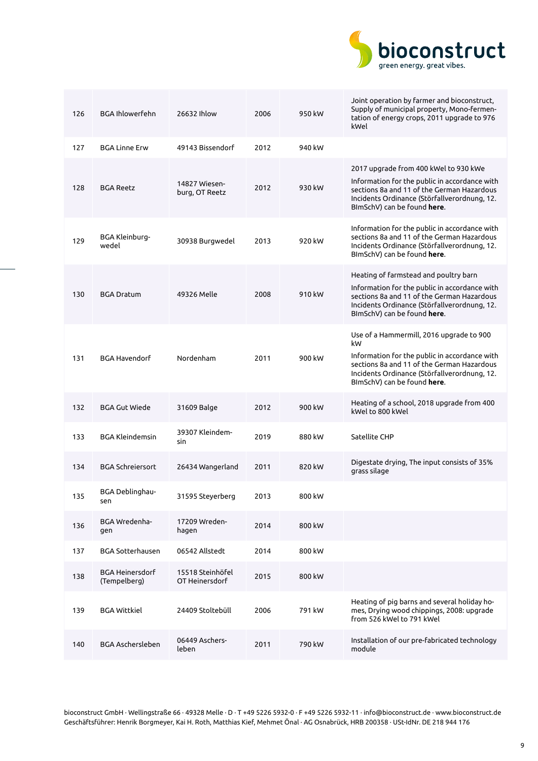| | | | | | |
|---|---|---|---|---|---|
| 126 | BGA Ihlowerfehn | 26632 Ihlow | 2006 | 950 kW | Joint operation by farmer and bioconstruct, Supply of municipal property, Mono-fermentation of energy crops, 2011 upgrade to 976 kWel |
| 127 | BGA Linne Erw | 49143 Bissendorf | 2012 | 940 kW | |
| 128 | BGA Reetz | 14827 Wiesenburg, OT Reetz | 2012 | 930 kW | 2017 upgrade from 400 kWel to 930 kWe<br>Information for the public in accordance with sections 8a and 11 of the German Hazardous Incidents Ordinance (Störfallverordnung, 12. BImSchV) can be found **here**. |
| 129 | BGA Kleinburgwedel | 30938 Burgwedel | 2013 | 920 kW | Information for the public in accordance with sections 8a and 11 of the German Hazardous Incidents Ordinance (Störfallverordnung, 12. BImSchV) can be found **here**. |
| 130 | BGA Dratum | 49326 Melle | 2008 | 910 kW | Heating of farmstead and poultry barn<br>Information for the public in accordance with sections 8a and 11 of the German Hazardous Incidents Ordinance (Störfallverordnung, 12. BImSchV) can be found **here**. |
| 131 | BGA Havendorf | Nordenham | 2011 | 900 kW | Use of a Hammermill, 2016 upgrade to 900 kW<br>Information for the public in accordance with sections 8a and 11 of the German Hazardous Incidents Ordinance (Störfallverordnung, 12. BImSchV) can be found **here**. |
| 132 | BGA Gut Wiede | 31609 Balge | 2012 | 900 kW | Heating of a school, 2018 upgrade from 400 kWel to 800 kWel |
| 133 | BGA Kleindemsin | 39307 Kleindemsin | 2019 | 880 kW | Satellite CHP |
| 134 | BGA Schreiersort | 26434 Wangerland | 2011 | 820 kW | Digestate drying, The input consists of 35% grass silage |
| 135 | BGA Deblinghausen | 31595 Steyerberg | 2013 | 800 kW | |
| 136 | BGA Wredenhagen | 17209 Wredenhagen | 2014 | 800 kW | |
| 137 | BGA Sotterhausen | 06542 Allstedt | 2014 | 800 kW | |
| 138 | BGA Heinersdorf (Tempelberg) | 15518 Steinhöfel OT Heinersdorf | 2015 | 800 kW | |
| 139 | BGA Wittkiel | 24409 Stoltebüll | 2006 | 791 kW | Heating of pig barns and several holiday homes, Drying wood chippings, 2008: upgrade from 526 kWel to 791 kWel |
| 140 | BGA Aschersleben | 06449 Aschersleben | 2011 | 790 kW | Installation of our pre-fabricated technology module |

bioconstruct GmbH · Wellingstraße 66 · 49328 Melle · D · T +49 5226 5932-0 · F +49 5226 5932-11 · info@bioconstruct.de · www.bioconstruct.de
Geschäftsführer: Henrik Borgmeyer, Kai H. Roth, Matthias Kief, Mehmet Önal · AG Osnabrück, HRB 200358 · USt-IdNr. DE 218 944 176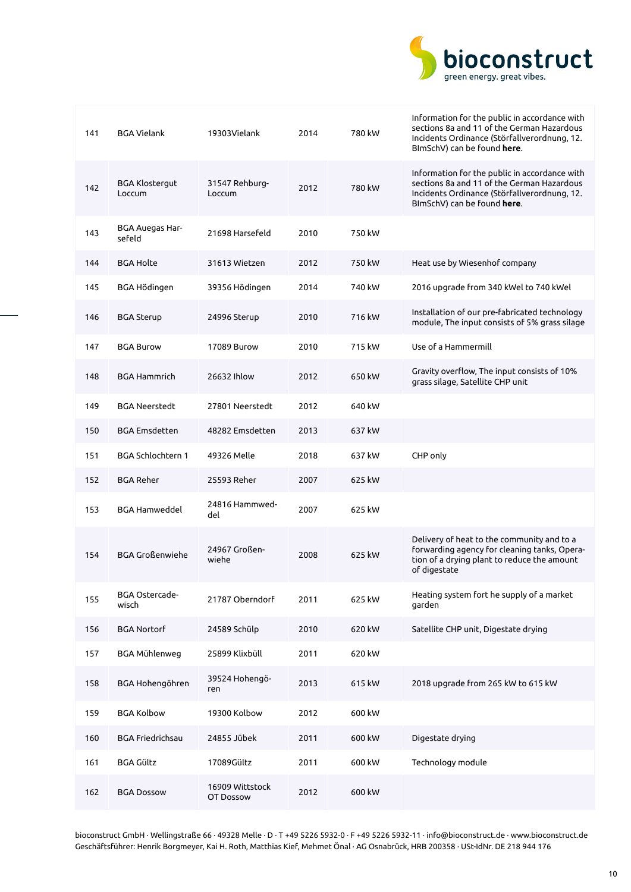| 141 | BGA Vielank | 19303Vielank | 2014 | 780 kW | Information for the public in accordance with sections 8a and 11 of the German Hazardous Incidents Ordinance (Störfallverordnung, 12. BImSchV) can be found **here**. |
|---|---|---|---|---|---|
| 142 | BGA Klostergut Loccum | 31547 Rehburg-Loccum | 2012 | 780 kW | Information for the public in accordance with sections 8a and 11 of the German Hazardous Incidents Ordinance (Störfallverordnung, 12. BImSchV) can be found **here**. |
| 143 | BGA Auegas Harsefeld | 21698 Harsefeld | 2010 | 750 kW | |
| 144 | BGA Holte | 31613 Wietzen | 2012 | 750 kW | Heat use by Wiesenhof company |
| 145 | BGA Hödingen | 39356 Hödingen | 2014 | 740 kW | 2016 upgrade from 340 kWel to 740 kWel |
| 146 | BGA Sterup | 24996 Sterup | 2010 | 716 kW | Installation of our pre-fabricated technology module, The input consists of 5% grass silage |
| 147 | BGA Burow | 17089 Burow | 2010 | 715 kW | Use of a Hammermill |
| 148 | BGA Hammrich | 26632 Ihlow | 2012 | 650 kW | Gravity overflow, The input consists of 10% grass silage, Satellite CHP unit |
| 149 | BGA Neerstedt | 27801 Neerstedt | 2012 | 640 kW | |
| 150 | BGA Emsdetten | 48282 Emsdetten | 2013 | 637 kW | |
| 151 | BGA Schlochtern 1 | 49326 Melle | 2018 | 637 kW | CHP only |
| 152 | BGA Reher | 25593 Reher | 2007 | 625 kW | |
| 153 | BGA Hamweddel | 24816 Hammweddel | 2007 | 625 kW | |
| 154 | BGA Großenwiehe | 24967 Großenwiehe | 2008 | 625 kW | Delivery of heat to the community and to a forwarding agency for cleaning tanks, Operation of a drying plant to reduce the amount of digestate |
| 155 | BGA Ostercadewisch | 21787 Oberndorf | 2011 | 625 kW | Heating system fort he supply of a market garden |
| 156 | BGA Nortorf | 24589 Schülp | 2010 | 620 kW | Satellite CHP unit, Digestate drying |
| 157 | BGA Mühlenweg | 25899 Klixbüll | 2011 | 620 kW | |
| 158 | BGA Hohengöhren | 39524 Hohengöhren | 2013 | 615 kW | 2018 upgrade from 265 kW to 615 kW |
| 159 | BGA Kolbow | 19300 Kolbow | 2012 | 600 kW | |
| 160 | BGA Friedrichsau | 24855 Jübek | 2011 | 600 kW | Digestate drying |
| 161 | BGA Gültz | 17089Gültz | 2011 | 600 kW | Technology module |
| 162 | BGA Dossow | 16909 Wittstock OT Dossow | 2012 | 600 kW | |

bioconstruct GmbH · Wellingstraße 66 · 49328 Melle · D · T +49 5226 5932-0 · F +49 5226 5932-11 · info@bioconstruct.de · www.bioconstruct.de
Geschäftsführer: Henrik Borgmeyer, Kai H. Roth, Matthias Kief, Mehmet Önal · AG Osnabrück, HRB 200358 · USt-IdNr. DE 218 944 176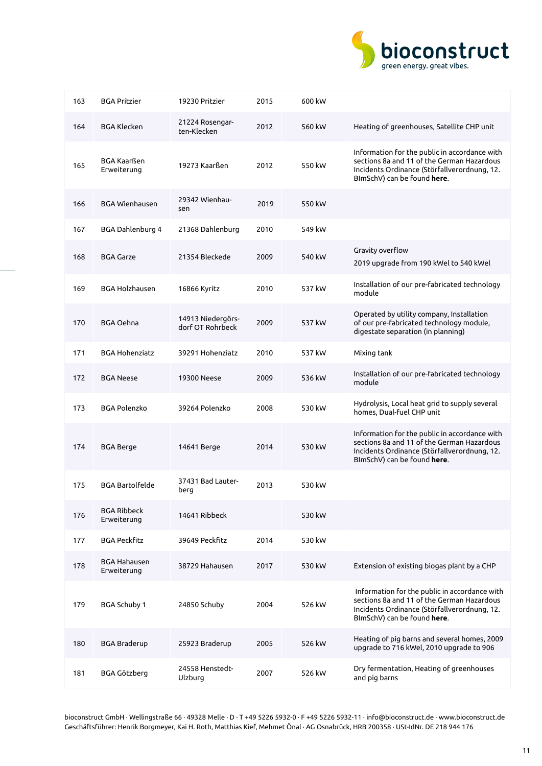| | | | | | |
|---|---|---|---|---|---|
| 163 | BGA Pritzier | 19230 Pritzier | 2015 | 600 kW | |
| 164 | BGA Klecken | 21224 Rosengarten-Klecken | 2012 | 560 kW | Heating of greenhouses, Satellite CHP unit |
| 165 | BGA Kaarßen Erweiterung | 19273 Kaarßen | 2012 | 550 kW | Information for the public in accordance with sections 8a and 11 of the German Hazardous Incidents Ordinance (Störfallverordnung, 12. BImSchV) can be found **here**. |
| 166 | BGA Wienhausen | 29342 Wienhausen | 2019 | 550 kW | |
| 167 | BGA Dahlenburg 4 | 21368 Dahlenburg | 2010 | 549 kW | |
| 168 | BGA Garze | 21354 Bleckede | 2009 | 540 kW | Gravity overflow<br>2019 upgrade from 190 kWel to 540 kWel |
| 169 | BGA Holzhausen | 16866 Kyritz | 2010 | 537 kW | Installation of our pre-fabricated technology module |
| 170 | BGA Oehna | 14913 Niedergörsdorf OT Rohrbeck | 2009 | 537 kW | Operated by utility company, Installation of our pre-fabricated technology module, digestate separation (in planning) |
| 171 | BGA Hohenziatz | 39291 Hohenziatz | 2010 | 537 kW | Mixing tank |
| 172 | BGA Neese | 19300 Neese | 2009 | 536 kW | Installation of our pre-fabricated technology module |
| 173 | BGA Polenzko | 39264 Polenzko | 2008 | 530 kW | Hydrolysis, Local heat grid to supply several homes, Dual-fuel CHP unit |
| 174 | BGA Berge | 14641 Berge | 2014 | 530 kW | Information for the public in accordance with sections 8a and 11 of the German Hazardous Incidents Ordinance (Störfallverordnung, 12. BImSchV) can be found **here**. |
| 175 | BGA Bartolfelde | 37431 Bad Lauterberg | 2013 | 530 kW | |
| 176 | BGA Ribbeck Erweiterung | 14641 Ribbeck | | 530 kW | |
| 177 | BGA Peckfitz | 39649 Peckfitz | 2014 | 530 kW | |
| 178 | BGA Hahausen Erweiterung | 38729 Hahausen | 2017 | 530 kW | Extension of existing biogas plant by a CHP |
| 179 | BGA Schuby 1 | 24850 Schuby | 2004 | 526 kW | Information for the public in accordance with sections 8a and 11 of the German Hazardous Incidents Ordinance (Störfallverordnung, 12. BImSchV) can be found **here**. |
| 180 | BGA Braderup | 25923 Braderup | 2005 | 526 kW | Heating of pig barns and several homes, 2009 upgrade to 716 kWel, 2010 upgrade to 906 |
| 181 | BGA Götzberg | 24558 Henstedt-Ulzburg | 2007 | 526 kW | Dry fermentation, Heating of greenhouses and pig barns |

bioconstruct GmbH · Wellingstraße 66 · 49328 Melle · D · T +49 5226 5932-0 · F +49 5226 5932-11 · info@bioconstruct.de · www.bioconstruct.de
Geschäftsführer: Henrik Borgmeyer, Kai H. Roth, Matthias Kief, Mehmet Önal · AG Osnabrück, HRB 200358 · USt-IdNr. DE 218 944 176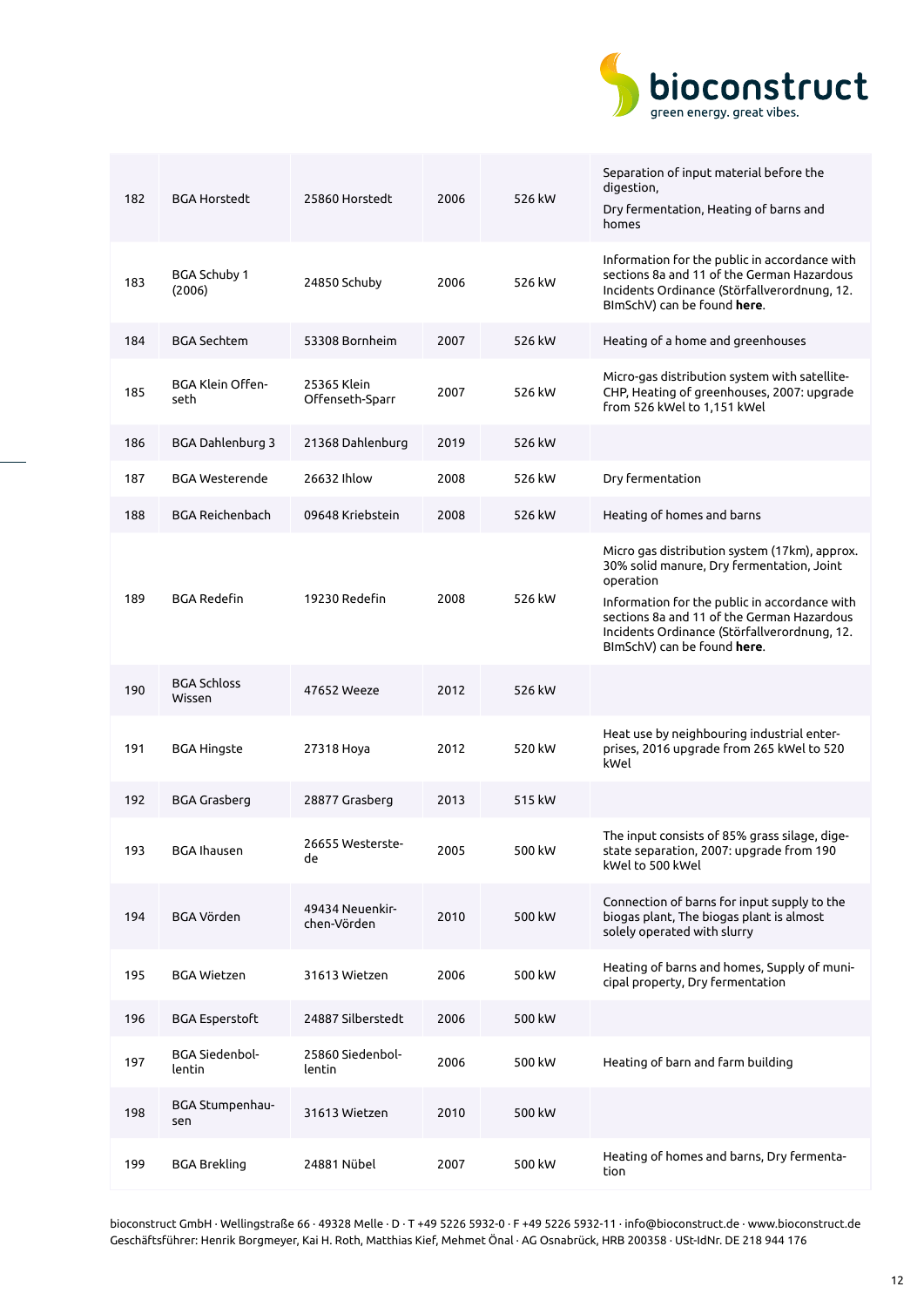| | | | | | |
|---|---|---|---|---|---|
| 182 | BGA Horstedt | 25860 Horstedt | 2006 | 526 kW | Separation of input material before the digestion,<br>Dry fermentation, Heating of barns and homes |
| 183 | BGA Schuby 1 (2006) | 24850 Schuby | 2006 | 526 kW | Information for the public in accordance with sections 8a and 11 of the German Hazardous Incidents Ordinance (Störfallverordnung, 12. BImSchV) can be found **here**. |
| 184 | BGA Sechtem | 53308 Bornheim | 2007 | 526 kW | Heating of a home and greenhouses |
| 185 | BGA Klein Offenseth | 25365 Klein Offenseth-Sparr | 2007 | 526 kW | Micro-gas distribution system with satellite-CHP, Heating of greenhouses, 2007: upgrade from 526 kWel to 1,151 kWel |
| 186 | BGA Dahlenburg 3 | 21368 Dahlenburg | 2019 | 526 kW | |
| 187 | BGA Westerende | 26632 Ihlow | 2008 | 526 kW | Dry fermentation |
| 188 | BGA Reichenbach | 09648 Kriebstein | 2008 | 526 kW | Heating of homes and barns |
| 189 | BGA Redefin | 19230 Redefin | 2008 | 526 kW | Micro gas distribution system (17km), approx. 30% solid manure, Dry fermentation, Joint operation<br>Information for the public in accordance with sections 8a and 11 of the German Hazardous Incidents Ordinance (Störfallverordnung, 12. BImSchV) can be found **here**. |
| 190 | BGA Schloss Wissen | 47652 Weeze | 2012 | 526 kW | |
| 191 | BGA Hingste | 27318 Hoya | 2012 | 520 kW | Heat use by neighbouring industrial enterprises, 2016 upgrade from 265 kWel to 520 kWel |
| 192 | BGA Grasberg | 28877 Grasberg | 2013 | 515 kW | |
| 193 | BGA Ihausen | 26655 Westerstede | 2005 | 500 kW | The input consists of 85% grass silage, digestate separation, 2007: upgrade from 190 kWel to 500 kWel |
| 194 | BGA Vörden | 49434 Neuenkirchen-Vörden | 2010 | 500 kW | Connection of barns for input supply to the biogas plant, The biogas plant is almost solely operated with slurry |
| 195 | BGA Wietzen | 31613 Wietzen | 2006 | 500 kW | Heating of barns and homes, Supply of municipal property, Dry fermentation |
| 196 | BGA Esperstoft | 24887 Silberstedt | 2006 | 500 kW | |
| 197 | BGA Siedenbollentin | 25860 Siedenbollentin | 2006 | 500 kW | Heating of barn and farm building |
| 198 | BGA Stumpenhausen | 31613 Wietzen | 2010 | 500 kW | |
| 199 | BGA Brekling | 24881 Nübel | 2007 | 500 kW | Heating of homes and barns, Dry fermentation |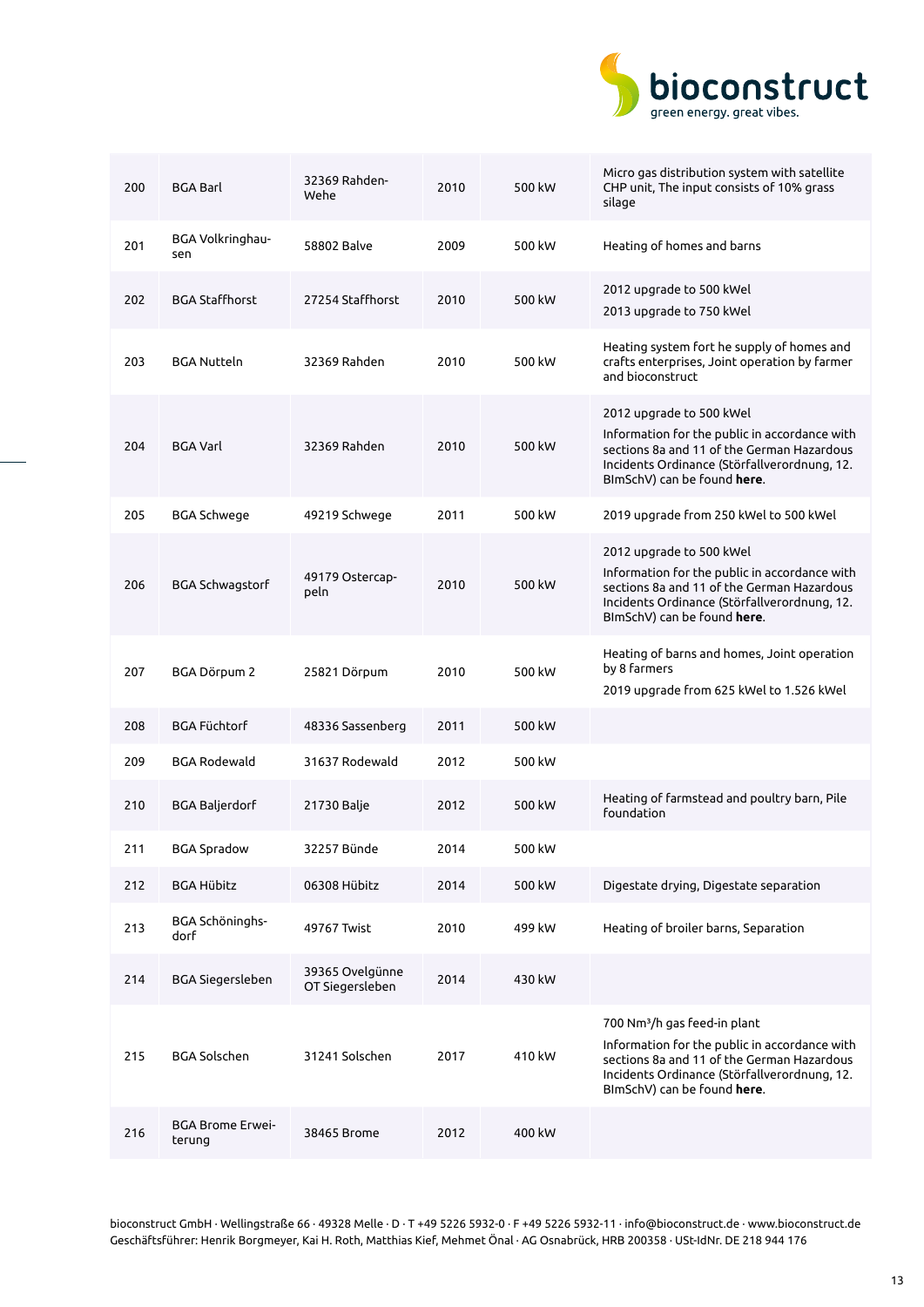| | | | | | |
|---|---|---|---|---|---|
| 200 | BGA Barl | 32369 Rahden-Wehe | 2010 | 500 kW | Micro gas distribution system with satellite CHP unit, The input consists of 10% grass silage |
| 201 | BGA Volkringhausen | 58802 Balve | 2009 | 500 kW | Heating of homes and barns |
| 202 | BGA Staffhorst | 27254 Staffhorst | 2010 | 500 kW | 2012 upgrade to 500 kWel<br>2013 upgrade to 750 kWel |
| 203 | BGA Nutteln | 32369 Rahden | 2010 | 500 kW | Heating system fort he supply of homes and crafts enterprises, Joint operation by farmer and bioconstruct |
| 204 | BGA Varl | 32369 Rahden | 2010 | 500 kW | 2012 upgrade to 500 kWel<br>Information for the public in accordance with sections 8a and 11 of the German Hazardous Incidents Ordinance (Störfallverordnung, 12. BImSchV) can be found **here**. |
| 205 | BGA Schwege | 49219 Schwege | 2011 | 500 kW | 2019 upgrade from 250 kWel to 500 kWel |
| 206 | BGA Schwagstorf | 49179 Ostercappeln | 2010 | 500 kW | 2012 upgrade to 500 kWel<br>Information for the public in accordance with sections 8a and 11 of the German Hazardous Incidents Ordinance (Störfallverordnung, 12. BImSchV) can be found **here**. |
| 207 | BGA Dörpum 2 | 25821 Dörpum | 2010 | 500 kW | Heating of barns and homes, Joint operation by 8 farmers<br>2019 upgrade from 625 kWel to 1.526 kWel |
| 208 | BGA Füchtorf | 48336 Sassenberg | 2011 | 500 kW | |
| 209 | BGA Rodewald | 31637 Rodewald | 2012 | 500 kW | |
| 210 | BGA Baljerdorf | 21730 Balje | 2012 | 500 kW | Heating of farmstead and poultry barn, Pile foundation |
| 211 | BGA Spradow | 32257 Bünde | 2014 | 500 kW | |
| 212 | BGA Hübitz | 06308 Hübitz | 2014 | 500 kW | Digestate drying, Digestate separation |
| 213 | BGA Schöninghsdorf | 49767 Twist | 2010 | 499 kW | Heating of broiler barns, Separation |
| 214 | BGA Siegersleben | 39365 Ovelgünne OT Siegersleben | 2014 | 430 kW | |
| 215 | BGA Solschen | 31241 Solschen | 2017 | 410 kW | 700 Nm³/h gas feed-in plant<br>Information for the public in accordance with sections 8a and 11 of the German Hazardous Incidents Ordinance (Störfallverordnung, 12. BImSchV) can be found **here**. |
| 216 | BGA Brome Erweiterung | 38465 Brome | 2012 | 400 kW | |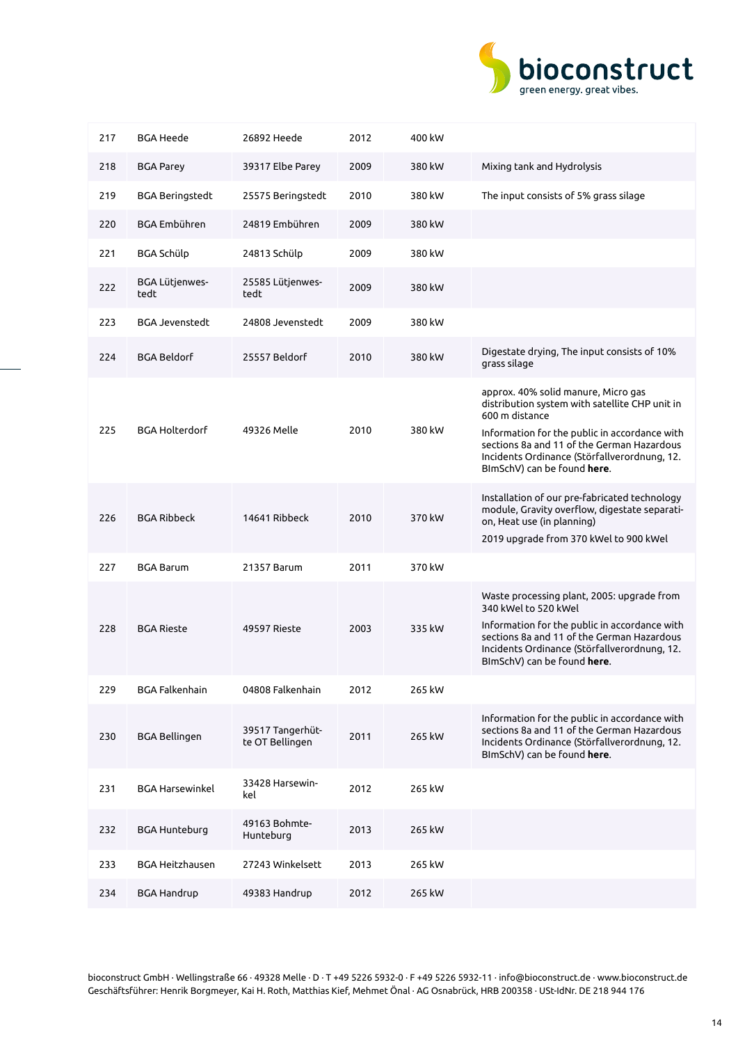| | | | | | |
|---|---|---|---|---|---|
| 217 | BGA Heede | 26892 Heede | 2012 | 400 kW | |
| 218 | BGA Parey | 39317 Elbe Parey | 2009 | 380 kW | Mixing tank and Hydrolysis |
| 219 | BGA Beringstedt | 25575 Beringstedt | 2010 | 380 kW | The input consists of 5% grass silage |
| 220 | BGA Embühren | 24819 Embühren | 2009 | 380 kW | |
| 221 | BGA Schülp | 24813 Schülp | 2009 | 380 kW | |
| 222 | BGA Lütjenwes-tedt | 25585 Lütjenwes-tedt | 2009 | 380 kW | |
| 223 | BGA Jevenstedt | 24808 Jevenstedt | 2009 | 380 kW | |
| 224 | BGA Beldorf | 25557 Beldorf | 2010 | 380 kW | Digestate drying, The input consists of 10% grass silage |
| 225 | BGA Holterdorf | 49326 Melle | 2010 | 380 kW | approx. 40% solid manure, Micro gas distribution system with satellite CHP unit in 600 m distance<br>Information for the public in accordance with sections 8a and 11 of the German Hazardous Incidents Ordinance (Störfallverordnung, 12. BImSchV) can be found **here**. |
| 226 | BGA Ribbeck | 14641 Ribbeck | 2010 | 370 kW | Installation of our pre-fabricated technology module, Gravity overflow, digestate separati-on, Heat use (in planning)<br>2019 upgrade from 370 kWel to 900 kWel |
| 227 | BGA Barum | 21357 Barum | 2011 | 370 kW | |
| 228 | BGA Rieste | 49597 Rieste | 2003 | 335 kW | Waste processing plant, 2005: upgrade from 340 kWel to 520 kWel<br>Information for the public in accordance with sections 8a and 11 of the German Hazardous Incidents Ordinance (Störfallverordnung, 12. BImSchV) can be found **here**. |
| 229 | BGA Falkenhain | 04808 Falkenhain | 2012 | 265 kW | |
| 230 | BGA Bellingen | 39517 Tangerhüt-te OT Bellingen | 2011 | 265 kW | Information for the public in accordance with sections 8a and 11 of the German Hazardous Incidents Ordinance (Störfallverordnung, 12. BImSchV) can be found **here**. |
| 231 | BGA Harsewinkel | 33428 Harsewin-kel | 2012 | 265 kW | |
| 232 | BGA Hunteburg | 49163 Bohmte-Hunteburg | 2013 | 265 kW | |
| 233 | BGA Heitzhausen | 27243 Winkelsett | 2013 | 265 kW | |
| 234 | BGA Handrup | 49383 Handrup | 2012 | 265 kW | |

bioconstruct GmbH · Wellingstraße 66 · 49328 Melle · D · T +49 5226 5932-0 · F +49 5226 5932-11 · info@bioconstruct.de · www.bioconstruct.de
Geschäftsführer: Henrik Borgmeyer, Kai H. Roth, Matthias Kief, Mehmet Önal · AG Osnabrück, HRB 200358 · USt-IdNr. DE 218 944 176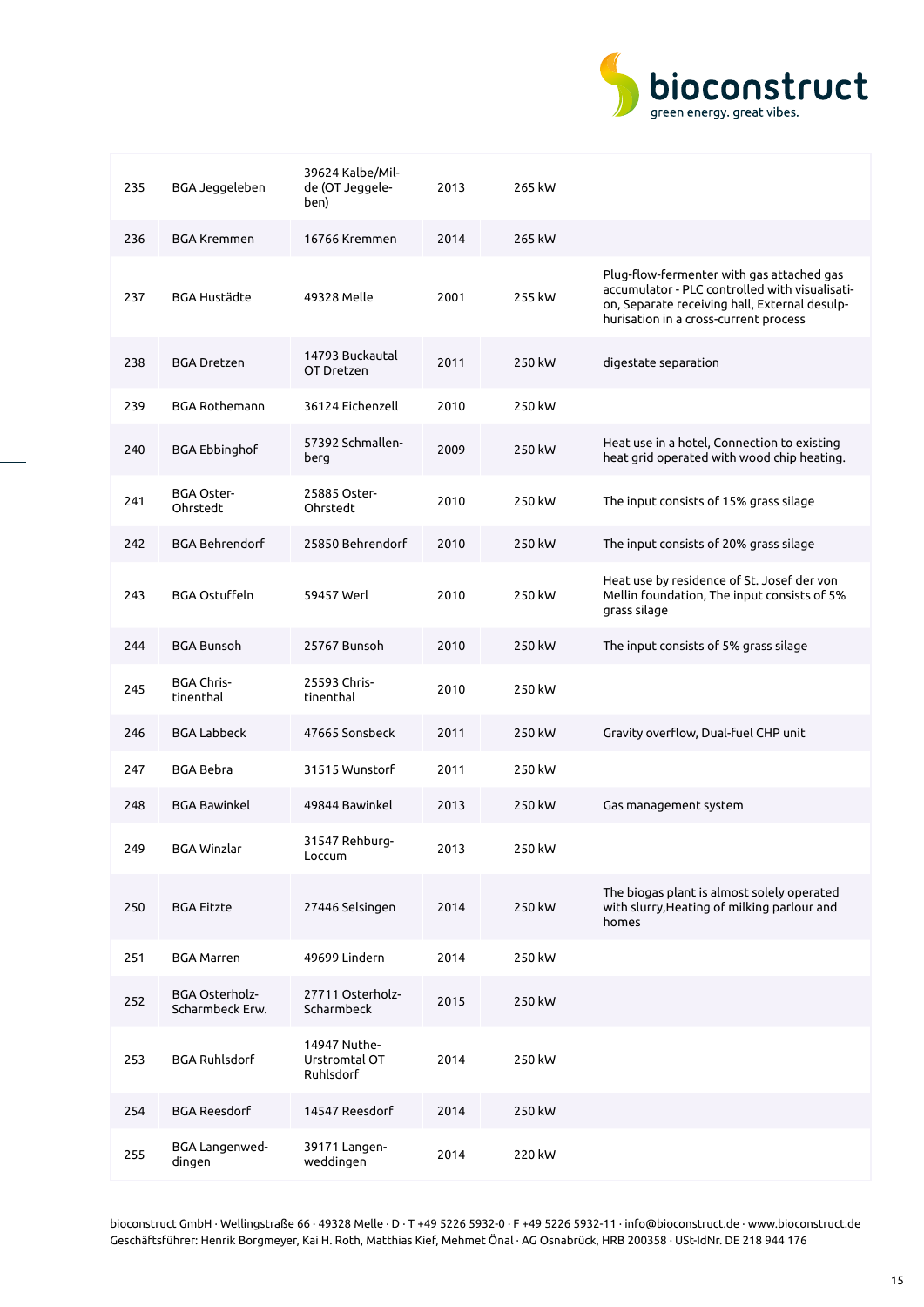| | | | | | |
|---|---|---|---|---|---|
| 235 | BGA Jeggeleben | 39624 Kalbe/Milde (OT Jeggeleben) | 2013 | 265 kW | |
| 236 | BGA Kremmen | 16766 Kremmen | 2014 | 265 kW | |
| 237 | BGA Hustädte | 49328 Melle | 2001 | 255 kW | Plug-flow-fermenter with gas attached gas accumulator - PLC controlled with visualisation, Separate receiving hall, External desulphurisation in a cross-current process |
| 238 | BGA Dretzen | 14793 Buckautal OT Dretzen | 2011 | 250 kW | digestate separation |
| 239 | BGA Rothemann | 36124 Eichenzell | 2010 | 250 kW | |
| 240 | BGA Ebbinghof | 57392 Schmallenberg | 2009 | 250 kW | Heat use in a hotel, Connection to existing heat grid operated with wood chip heating. |
| 241 | BGA Oster-Ohrstedt | 25885 Oster-Ohrstedt | 2010 | 250 kW | The input consists of 15% grass silage |
| 242 | BGA Behrendorf | 25850 Behrendorf | 2010 | 250 kW | The input consists of 20% grass silage |
| 243 | BGA Ostuffeln | 59457 Werl | 2010 | 250 kW | Heat use by residence of St. Josef der von Mellin foundation, The input consists of 5% grass silage |
| 244 | BGA Bunsoh | 25767 Bunsoh | 2010 | 250 kW | The input consists of 5% grass silage |
| 245 | BGA Christinenthal | 25593 Christinenthal | 2010 | 250 kW | |
| 246 | BGA Labbeck | 47665 Sonsbeck | 2011 | 250 kW | Gravity overflow, Dual-fuel CHP unit |
| 247 | BGA Bebra | 31515 Wunstorf | 2011 | 250 kW | |
| 248 | BGA Bawinkel | 49844 Bawinkel | 2013 | 250 kW | Gas management system |
| 249 | BGA Winzlar | 31547 Rehburg-Loccum | 2013 | 250 kW | |
| 250 | BGA Eitzte | 27446 Selsingen | 2014 | 250 kW | The biogas plant is almost solely operated with slurry,Heating of milking parlour and homes |
| 251 | BGA Marren | 49699 Lindern | 2014 | 250 kW | |
| 252 | BGA Osterholz-Scharmbeck Erw. | 27711 Osterholz-Scharmbeck | 2015 | 250 kW | |
| 253 | BGA Ruhlsdorf | 14947 Nuthe-Urstromtal OT Ruhlsdorf | 2014 | 250 kW | |
| 254 | BGA Reesdorf | 14547 Reesdorf | 2014 | 250 kW | |
| 255 | BGA Langenweddingen | 39171 Langenweddingen | 2014 | 220 kW | |

bioconstruct GmbH · Wellingstraße 66 · 49328 Melle · D · T +49 5226 5932-0 · F +49 5226 5932-11 · info@bioconstruct.de · www.bioconstruct.de
Geschäftsführer: Henrik Borgmeyer, Kai H. Roth, Matthias Kief, Mehmet Önal · AG Osnabrück, HRB 200358 · USt-IdNr. DE 218 944 176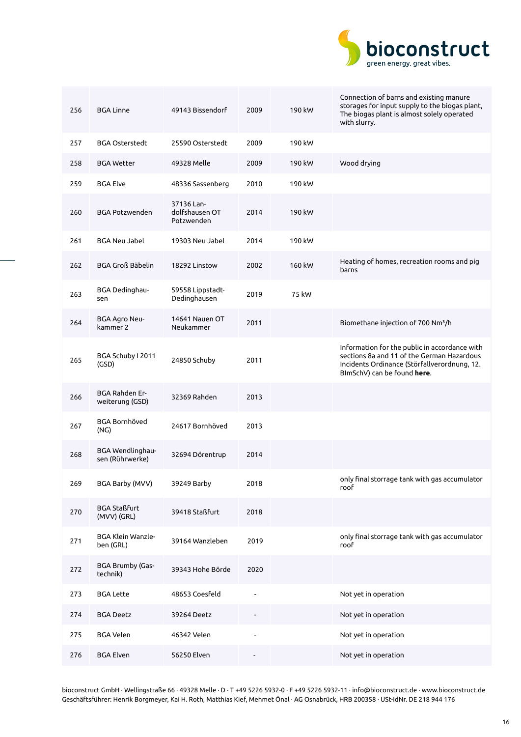| | | | | | |
|---|---|---|---|---|---|
| 256 | BGA Linne | 49143 Bissendorf | 2009 | 190 kW | Connection of barns and existing manure storages for input supply to the biogas plant, The biogas plant is almost solely operated with slurry. |
| 257 | BGA Osterstedt | 25590 Osterstedt | 2009 | 190 kW | |
| 258 | BGA Wetter | 49328 Melle | 2009 | 190 kW | Wood drying |
| 259 | BGA Elve | 48336 Sassenberg | 2010 | 190 kW | |
| 260 | BGA Potzwenden | 37136 Landolfshausen OT Potzwenden | 2014 | 190 kW | |
| 261 | BGA Neu Jabel | 19303 Neu Jabel | 2014 | 190 kW | |
| 262 | BGA Groß Bäbelin | 18292 Linstow | 2002 | 160 kW | Heating of homes, recreation rooms and pig barns |
| 263 | BGA Dedinghausen | 59558 Lippstadt-Dedinghausen | 2019 | 75 kW | |
| 264 | BGA Agro Neukammer 2 | 14641 Nauen OT Neukammer | 2011 | | Biomethane injection of 700 Nm³/h |
| 265 | BGA Schuby I 2011 (GSD) | 24850 Schuby | 2011 | | Information for the public in accordance with sections 8a and 11 of the German Hazardous Incidents Ordinance (Störfallverordnung, 12. BImSchV) can be found **here**. |
| 266 | BGA Rahden Erweiterung (GSD) | 32369 Rahden | 2013 | | |
| 267 | BGA Bornhöved (NG) | 24617 Bornhöved | 2013 | | |
| 268 | BGA Wendlinghausen (Rührwerke) | 32694 Dörentrup | 2014 | | |
| 269 | BGA Barby (MVV) | 39249 Barby | 2018 | | only final storrage tank with gas accumulator roof |
| 270 | BGA Staßfurt (MVV) (GRL) | 39418 Staßfurt | 2018 | | |
| 271 | BGA Klein Wanzleben (GRL) | 39164 Wanzleben | 2019 | | only final storrage tank with gas accumulator roof |
| 272 | BGA Brumby (Gastechnik) | 39343 Hohe Börde | 2020 | | |
| 273 | BGA Lette | 48653 Coesfeld | - | | Not yet in operation |
| 274 | BGA Deetz | 39264 Deetz | - | | Not yet in operation |
| 275 | BGA Velen | 46342 Velen | - | | Not yet in operation |
| 276 | BGA Elven | 56250 Elven | - | | Not yet in operation |

bioconstruct GmbH · Wellingstraße 66 · 49328 Melle · D · T +49 5226 5932-0 · F +49 5226 5932-11 · info@bioconstruct.de · www.bioconstruct.de
Geschäftsführer: Henrik Borgmeyer, Kai H. Roth, Matthias Kief, Mehmet Önal · AG Osnabrück, HRB 200358 · USt-IdNr. DE 218 944 176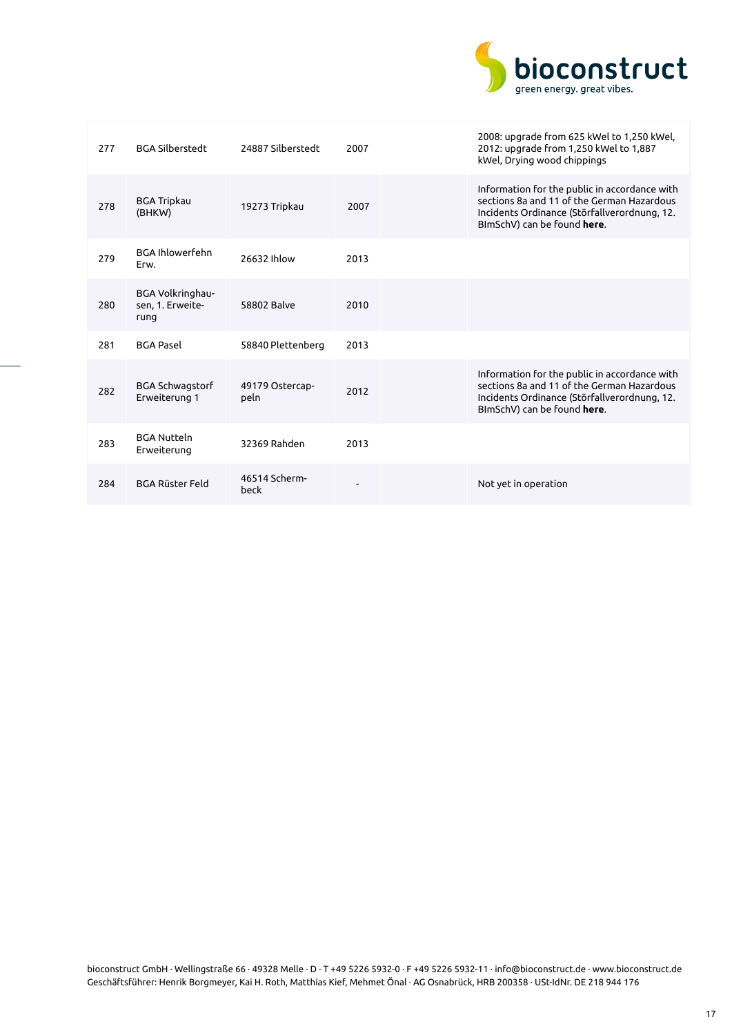| | | | | | |
|---|---|---|---|---|---|
| 277 | BGA Silberstedt | 24887 Silberstedt | 2007 | | 2008: upgrade from 625 kWel to 1,250 kWel, 2012: upgrade from 1,250 kWel to 1,887 kWel, Drying wood chippings |
| 278 | BGA Tripkau (BHKW) | 19273 Tripkau | 2007 | | Information for the public in accordance with sections 8a and 11 of the German Hazardous Incidents Ordinance (Störfallverordnung, 12. BImSchV) can be found **here**. |
| 279 | BGA Ihlowerfehn Erw. | 26632 Ihlow | 2013 | | |
| 280 | BGA Volkringhausen, 1. Erweiterung | 58802 Balve | 2010 | | |
| 281 | BGA Pasel | 58840 Plettenberg | 2013 | | |
| 282 | BGA Schwagstorf Erweiterung 1 | 49179 Ostercappeln | 2012 | | Information for the public in accordance with sections 8a and 11 of the German Hazardous Incidents Ordinance (Störfallverordnung, 12. BImSchV) can be found **here**. |
| 283 | BGA Nutteln Erweiterung | 32369 Rahden | 2013 | | |
| 284 | BGA Rüster Feld | 46514 Schermbeck | - | | Not yet in operation |

bioconstruct GmbH · Wellingstraße 66 · 49328 Melle · D · T +49 5226 5932-0 · F +49 5226 5932-11 · info@bioconstruct.de · www.bioconstruct.de
Geschäftsführer: Henrik Borgmeyer, Kai H. Roth, Matthias Kief, Mehmet Önal · AG Osnabrück, HRB 200358 · USt-IdNr. DE 218 944 176